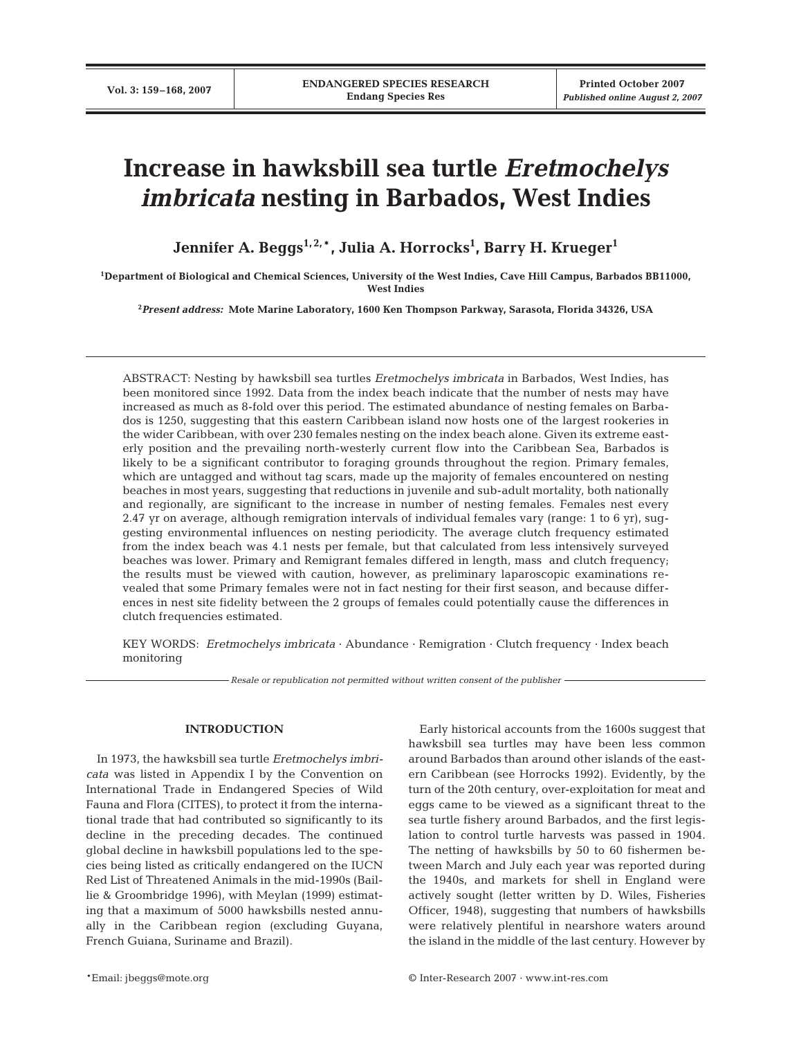# Increase in hawksbill sea turtle *Eretmochelys imbricata* nesting in Barbados, West Indies

**Jennifer A. Beggs[1,2,*], Julia A. Horrocks[1], Barry H. Krueger[1]**

[1]Department of Biological and Chemical Sciences, University of the West Indies, Cave Hill Campus, Barbados BB11000, West Indies

[2]*Present address:* Mote Marine Laboratory, 1600 Ken Thompson Parkway, Sarasota, Florida 34326, USA

ABSTRACT: Nesting by hawksbill sea turtles *Eretmochelys imbricata* in Barbados, West Indies, has been monitored since 1992. Data from the index beach indicate that the number of nests may have increased as much as 8-fold over this period. The estimated abundance of nesting females on Barbados is 1250, suggesting that this eastern Caribbean island now hosts one of the largest rookeries in the wider Caribbean, with over 230 females nesting on the index beach alone. Given its extreme easterly position and the prevailing north-westerly current flow into the Caribbean Sea, Barbados is likely to be a significant contributor to foraging grounds throughout the region. Primary females, which are untagged and without tag scars, made up the majority of females encountered on nesting beaches in most years, suggesting that reductions in juvenile and sub-adult mortality, both nationally and regionally, are significant to the increase in number of nesting females. Females nest every 2.47 yr on average, although remigration intervals of individual females vary (range: 1 to 6 yr), suggesting environmental influences on nesting periodicity. The average clutch frequency estimated from the index beach was 4.1 nests per female, but that calculated from less intensively surveyed beaches was lower. Primary and Remigrant females differed in length, mass and clutch frequency; the results must be viewed with caution, however, as preliminary laparoscopic examinations revealed that some Primary females were not in fact nesting for their first season, and because differences in nest site fidelity between the 2 groups of females could potentially cause the differences in clutch frequencies estimated.

KEY WORDS: *Eretmochelys imbricata* · Abundance · Remigration · Clutch frequency · Index beach monitoring

*Resale or republication not permitted without written consent of the publisher*

## INTRODUCTION

In 1973, the hawksbill sea turtle *Eretmochelys imbricata* was listed in Appendix I by the Convention on International Trade in Endangered Species of Wild Fauna and Flora (CITES), to protect it from the international trade that had contributed so significantly to its decline in the preceding decades. The continued global decline in hawksbill populations led to the species being listed as critically endangered on the IUCN Red List of Threatened Animals in the mid-1990s (Baillie & Groombridge 1996), with Meylan (1999) estimating that a maximum of 5000 hawksbills nested annually in the Caribbean region (excluding Guyana, French Guiana, Suriname and Brazil).

Early historical accounts from the 1600s suggest that hawksbill sea turtles may have been less common around Barbados than around other islands of the eastern Caribbean (see Horrocks 1992). Evidently, by the turn of the 20th century, over-exploitation for meat and eggs came to be viewed as a significant threat to the sea turtle fishery around Barbados, and the first legislation to control turtle harvests was passed in 1904. The netting of hawksbills by 50 to 60 fishermen between March and July each year was reported during the 1940s, and markets for shell in England were actively sought (letter written by D. Wiles, Fisheries Officer, 1948), suggesting that numbers of hawksbills were relatively plentiful in nearshore waters around the island in the middle of the last century. However by

*Email: jbeggs@mote.org

© Inter-Research 2007 · www.int-res.com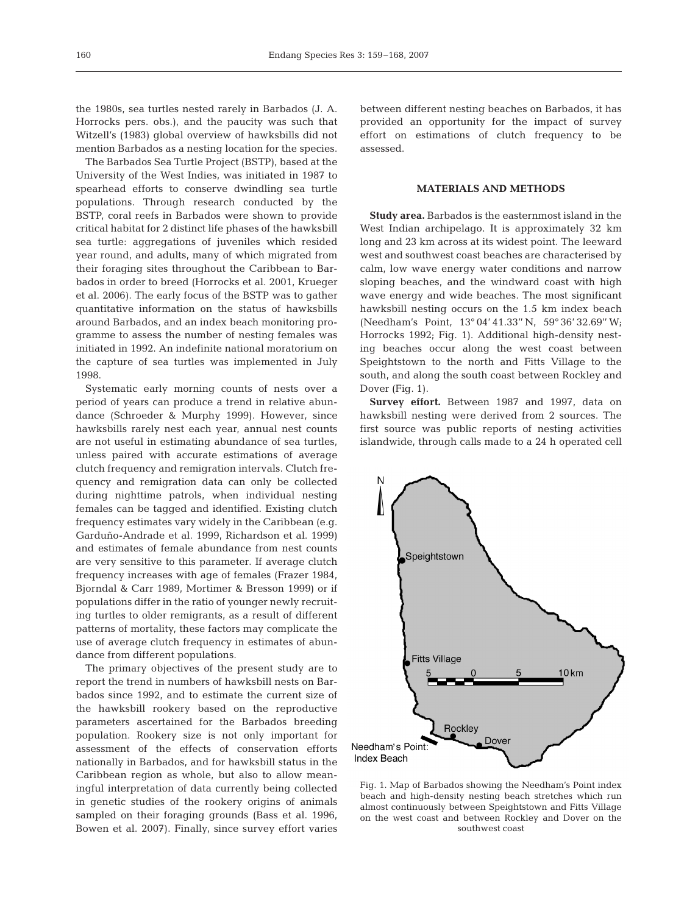the 1980s, sea turtles nested rarely in Barbados (J. A. Horrocks pers. obs.), and the paucity was such that Witzell's (1983) global overview of hawksbills did not mention Barbados as a nesting location for the species.

The Barbados Sea Turtle Project (BSTP), based at the University of the West Indies, was initiated in 1987 to spearhead efforts to conserve dwindling sea turtle populations. Through research conducted by the BSTP, coral reefs in Barbados were shown to provide critical habitat for 2 distinct life phases of the hawksbill sea turtle: aggregations of juveniles which resided year round, and adults, many of which migrated from their foraging sites throughout the Caribbean to Barbados in order to breed (Horrocks et al. 2001, Krueger et al. 2006). The early focus of the BSTP was to gather quantitative information on the status of hawksbills around Barbados, and an index beach monitoring programme to assess the number of nesting females was initiated in 1992. An indefinite national moratorium on the capture of sea turtles was implemented in July 1998.

Systematic early morning counts of nests over a period of years can produce a trend in relative abundance (Schroeder & Murphy 1999). However, since hawksbills rarely nest each year, annual nest counts are not useful in estimating abundance of sea turtles, unless paired with accurate estimations of average clutch frequency and remigration intervals. Clutch frequency and remigration data can only be collected during nighttime patrols, when individual nesting females can be tagged and identified. Existing clutch frequency estimates vary widely in the Caribbean (e.g. Garduño-Andrade et al. 1999, Richardson et al. 1999) and estimates of female abundance from nest counts are very sensitive to this parameter. If average clutch frequency increases with age of females (Frazer 1984, Bjorndal & Carr 1989, Mortimer & Bresson 1999) or if populations differ in the ratio of younger newly recruiting turtles to older remigrants, as a result of different patterns of mortality, these factors may complicate the use of average clutch frequency in estimates of abundance from different populations.

The primary objectives of the present study are to report the trend in numbers of hawksbill nests on Barbados since 1992, and to estimate the current size of the hawksbill rookery based on the reproductive parameters ascertained for the Barbados breeding population. Rookery size is not only important for assessment of the effects of conservation efforts nationally in Barbados, and for hawksbill status in the Caribbean region as whole, but also to allow meaningful interpretation of data currently being collected in genetic studies of the rookery origins of animals sampled on their foraging grounds (Bass et al. 1996, Bowen et al. 2007). Finally, since survey effort varies between different nesting beaches on Barbados, it has provided an opportunity for the impact of survey effort on estimations of clutch frequency to be assessed.

## MATERIALS AND METHODS

**Study area.** Barbados is the easternmost island in the West Indian archipelago. It is approximately 32 km long and 23 km across at its widest point. The leeward west and southwest coast beaches are characterised by calm, low wave energy water conditions and narrow sloping beaches, and the windward coast with high wave energy and wide beaches. The most significant hawksbill nesting occurs on the 1.5 km index beach (Needham's Point, 13° 04′ 41.33″ N, 59° 36′ 32.69″ W; Horrocks 1992; Fig. 1). Additional high-density nesting beaches occur along the west coast between Speightstown to the north and Fitts Village to the south, and along the south coast between Rockley and Dover (Fig. 1).

**Survey effort.** Between 1987 and 1997, data on hawksbill nesting were derived from 2 sources. The first source was public reports of nesting activities islandwide, through calls made to a 24 h operated cell

Fig. 1. Map of Barbados showing the Needham's Point index beach and high-density nesting beach stretches which run almost continuously between Speightstown and Fitts Village on the west coast and between Rockley and Dover on the southwest coast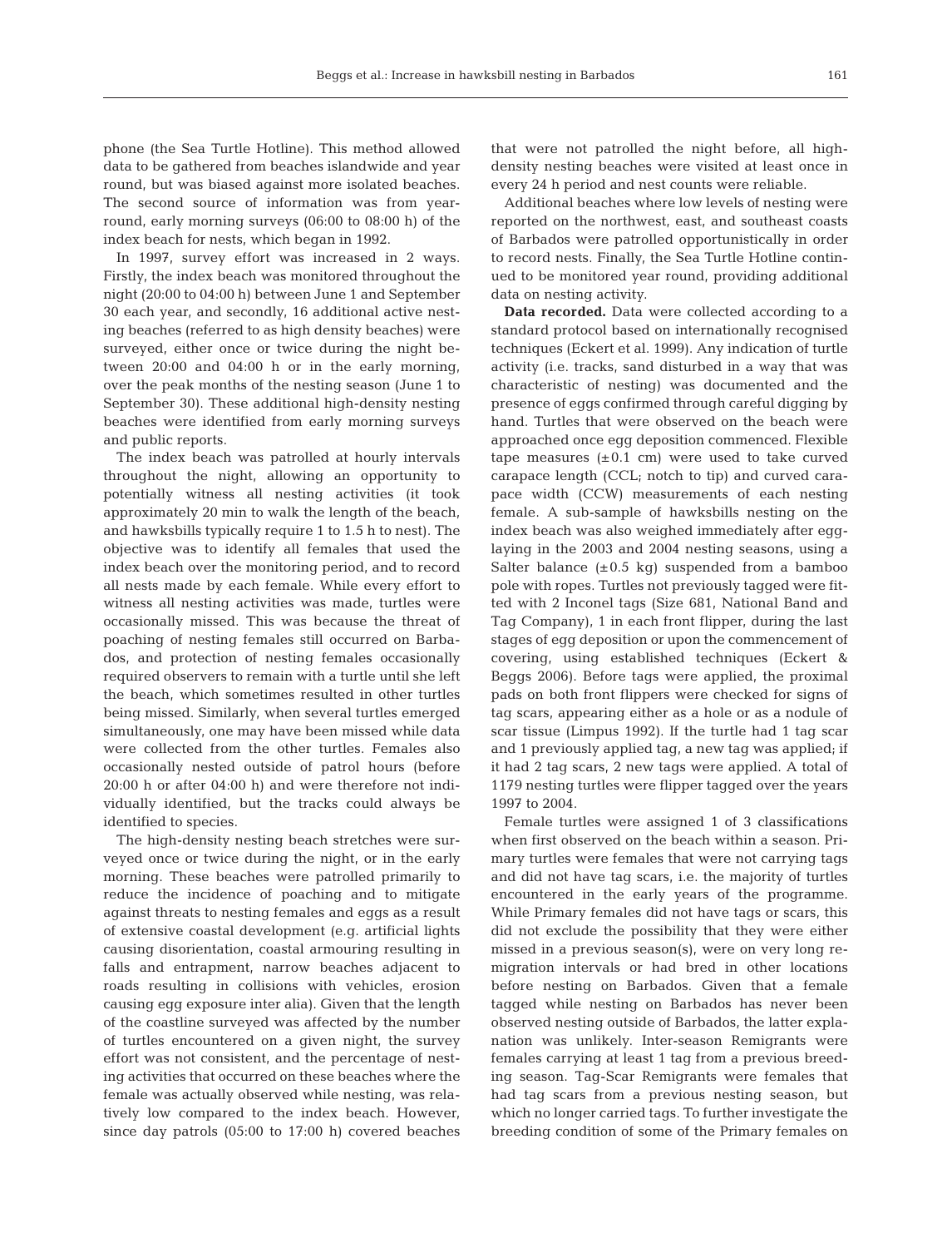phone (the Sea Turtle Hotline). This method allowed data to be gathered from beaches islandwide and year round, but was biased against more isolated beaches. The second source of information was from year-round, early morning surveys (06:00 to 08:00 h) of the index beach for nests, which began in 1992.

In 1997, survey effort was increased in 2 ways. Firstly, the index beach was monitored throughout the night (20:00 to 04:00 h) between June 1 and September 30 each year, and secondly, 16 additional active nesting beaches (referred to as high density beaches) were surveyed, either once or twice during the night between 20:00 and 04:00 h or in the early morning, over the peak months of the nesting season (June 1 to September 30). These additional high-density nesting beaches were identified from early morning surveys and public reports.

The index beach was patrolled at hourly intervals throughout the night, allowing an opportunity to potentially witness all nesting activities (it took approximately 20 min to walk the length of the beach, and hawksbills typically require 1 to 1.5 h to nest). The objective was to identify all females that used the index beach over the monitoring period, and to record all nests made by each female. While every effort to witness all nesting activities was made, turtles were occasionally missed. This was because the threat of poaching of nesting females still occurred on Barbados, and protection of nesting females occasionally required observers to remain with a turtle until she left the beach, which sometimes resulted in other turtles being missed. Similarly, when several turtles emerged simultaneously, one may have been missed while data were collected from the other turtles. Females also occasionally nested outside of patrol hours (before 20:00 h or after 04:00 h) and were therefore not individually identified, but the tracks could always be identified to species.

The high-density nesting beach stretches were surveyed once or twice during the night, or in the early morning. These beaches were patrolled primarily to reduce the incidence of poaching and to mitigate against threats to nesting females and eggs as a result of extensive coastal development (e.g. artificial lights causing disorientation, coastal armouring resulting in falls and entrapment, narrow beaches adjacent to roads resulting in collisions with vehicles, erosion causing egg exposure inter alia). Given that the length of the coastline surveyed was affected by the number of turtles encountered on a given night, the survey effort was not consistent, and the percentage of nesting activities that occurred on these beaches where the female was actually observed while nesting, was relatively low compared to the index beach. However, since day patrols (05:00 to 17:00 h) covered beaches that were not patrolled the night before, all high-density nesting beaches were visited at least once in every 24 h period and nest counts were reliable.

Additional beaches where low levels of nesting were reported on the northwest, east, and southeast coasts of Barbados were patrolled opportunistically in order to record nests. Finally, the Sea Turtle Hotline continued to be monitored year round, providing additional data on nesting activity.

**Data recorded.** Data were collected according to a standard protocol based on internationally recognised techniques (Eckert et al. 1999). Any indication of turtle activity (i.e. tracks, sand disturbed in a way that was characteristic of nesting) was documented and the presence of eggs confirmed through careful digging by hand. Turtles that were observed on the beach were approached once egg deposition commenced. Flexible tape measures ($\pm 0.1$ cm) were used to take curved carapace length (CCL; notch to tip) and curved carapace width (CCW) measurements of each nesting female. A sub-sample of hawksbills nesting on the index beach was also weighed immediately after egg-laying in the 2003 and 2004 nesting seasons, using a Salter balance ($\pm 0.5$ kg) suspended from a bamboo pole with ropes. Turtles not previously tagged were fitted with 2 Inconel tags (Size 681, National Band and Tag Company), 1 in each front flipper, during the last stages of egg deposition or upon the commencement of covering, using established techniques (Eckert & Beggs 2006). Before tags were applied, the proximal pads on both front flippers were checked for signs of tag scars, appearing either as a hole or as a nodule of scar tissue (Limpus 1992). If the turtle had 1 tag scar and 1 previously applied tag, a new tag was applied; if it had 2 tag scars, 2 new tags were applied. A total of 1179 nesting turtles were flipper tagged over the years 1997 to 2004.

Female turtles were assigned 1 of 3 classifications when first observed on the beach within a season. Primary turtles were females that were not carrying tags and did not have tag scars, i.e. the majority of turtles encountered in the early years of the programme. While Primary females did not have tags or scars, this did not exclude the possibility that they were either missed in a previous season(s), were on very long remigration intervals or had bred in other locations before nesting on Barbados. Given that a female tagged while nesting on Barbados has never been observed nesting outside of Barbados, the latter explanation was unlikely. Inter-season Remigrants were females carrying at least 1 tag from a previous breeding season. Tag-Scar Remigrants were females that had tag scars from a previous nesting season, but which no longer carried tags. To further investigate the breeding condition of some of the Primary females on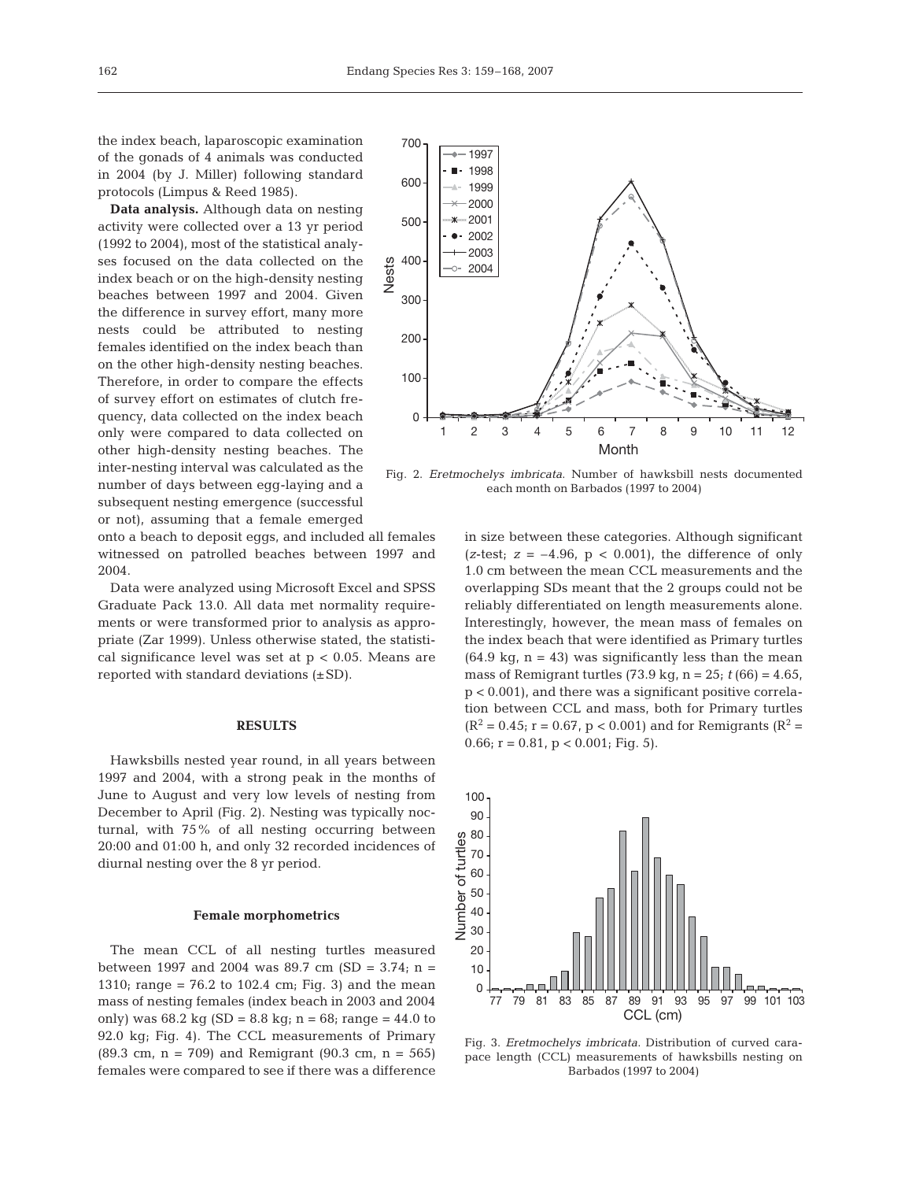the index beach, laparoscopic examination of the gonads of 4 animals was conducted in 2004 (by J. Miller) following standard protocols (Limpus & Reed 1985).

**Data analysis.** Although data on nesting activity were collected over a 13 yr period (1992 to 2004), most of the statistical analyses focused on the data collected on the index beach or on the high-density nesting beaches between 1997 and 2004. Given the difference in survey effort, many more nests could be attributed to nesting females identified on the index beach than on the other high-density nesting beaches. Therefore, in order to compare the effects of survey effort on estimates of clutch frequency, data collected on the index beach only were compared to data collected on other high-density nesting beaches. The inter-nesting interval was calculated as the number of days between egg-laying and a subsequent nesting emergence (successful or not), assuming that a female emerged onto a beach to deposit eggs, and included all females witnessed on patrolled beaches between 1997 and 2004.

Data were analyzed using Microsoft Excel and SPSS Graduate Pack 13.0. All data met normality requirements or were transformed prior to analysis as appropriate (Zar 1999). Unless otherwise stated, the statistical significance level was set at $p < 0.05$. Means are reported with standard deviations (±SD).

Fig. 2. *Eretmochelys imbricata.* Number of hawksbill nests documented each month on Barbados (1997 to 2004)

## RESULTS

Hawksbills nested year round, in all years between 1997 and 2004, with a strong peak in the months of June to August and very low levels of nesting from December to April (Fig. 2). Nesting was typically nocturnal, with 75% of all nesting occurring between 20:00 and 01:00 h, and only 32 recorded incidences of diurnal nesting over the 8 yr period.

### Female morphometrics

The mean CCL of all nesting turtles measured between 1997 and 2004 was 89.7 cm (SD = 3.74; n = 1310; range = 76.2 to 102.4 cm; Fig. 3) and the mean mass of nesting females (index beach in 2003 and 2004 only) was 68.2 kg (SD = 8.8 kg; n = 68; range = 44.0 to 92.0 kg; Fig. 4). The CCL measurements of Primary (89.3 cm, n = 709) and Remigrant (90.3 cm, n = 565) females were compared to see if there was a difference in size between these categories. Although significant ($z$-test; $z = -4.96$, $p < 0.001$), the difference of only 1.0 cm between the mean CCL measurements and the overlapping SDs meant that the 2 groups could not be reliably differentiated on length measurements alone. Interestingly, however, the mean mass of females on the index beach that were identified as Primary turtles (64.9 kg, n = 43) was significantly less than the mean mass of Remigrant turtles (73.9 kg, n = 25; $t(66) = 4.65$, $p < 0.001$), and there was a significant positive correlation between CCL and mass, both for Primary turtles ($R^2 = 0.45$; $r = 0.67$, $p < 0.001$) and for Remigrants ($R^2 = 0.66$; $r = 0.81$, $p < 0.001$; Fig. 5).

Fig. 3. *Eretmochelys imbricata.* Distribution of curved carapace length (CCL) measurements of hawksbills nesting on Barbados (1997 to 2004)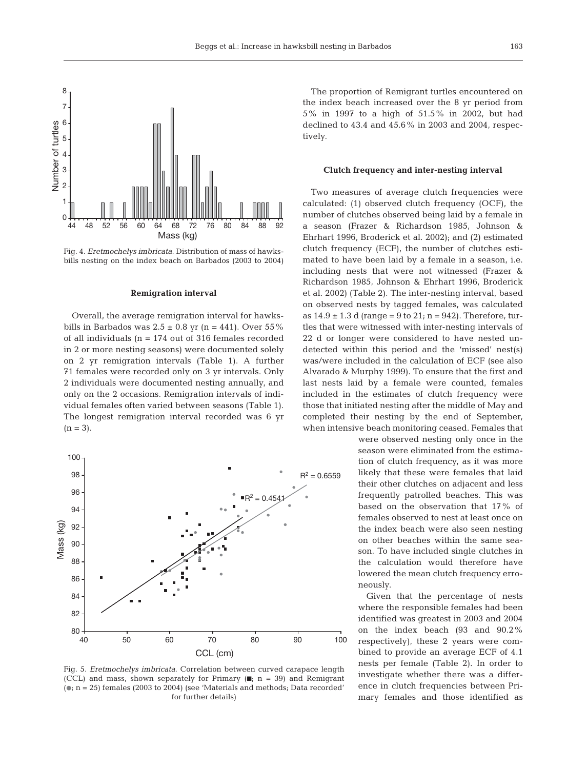Fig. 4. *Eretmochelys imbricata*. Distribution of mass of hawksbills nesting on the index beach on Barbados (2003 to 2004)

#### Remigration interval

Overall, the average remigration interval for hawksbills in Barbados was $2.5 \pm 0.8$ yr (n = 441). Over 55% of all individuals (n = 174 out of 316 females recorded in 2 or more nesting seasons) were documented solely on 2 yr remigration intervals (Table 1). A further 71 females were recorded only on 3 yr intervals. Only 2 individuals were documented nesting annually, and only on the 2 occasions. Remigration intervals of individual females often varied between seasons (Table 1). The longest remigration interval recorded was 6 yr (n = 3).

Fig. 5. *Eretmochelys imbricata*. Correlation between curved carapace length (CCL) and mass, shown separately for Primary (■; n = 39) and Remigrant (●; n = 25) females (2003 to 2004) (see 'Materials and methods; Data recorded' for further details)

The proportion of Remigrant turtles encountered on the index beach increased over the 8 yr period from 5% in 1997 to a high of 51.5% in 2002, but had declined to 43.4 and 45.6% in 2003 and 2004, respectively.

#### Clutch frequency and inter-nesting interval

Two measures of average clutch frequencies were calculated: (1) observed clutch frequency (OCF), the number of clutches observed being laid by a female in a season (Frazer & Richardson 1985, Johnson & Ehrhart 1996, Broderick et al. 2002); and (2) estimated clutch frequency (ECF), the number of clutches estimated to have been laid by a female in a season, i.e. including nests that were not witnessed (Frazer & Richardson 1985, Johnson & Ehrhart 1996, Broderick et al. 2002) (Table 2). The inter-nesting interval, based on observed nests by tagged females, was calculated as $14.9 \pm 1.3$ d (range = 9 to 21; n = 942). Therefore, turtles that were witnessed with inter-nesting intervals of 22 d or longer were considered to have nested undetected within this period and the 'missed' nest(s) was/were included in the calculation of ECF (see also Alvarado & Murphy 1999). To ensure that the first and last nests laid by a female were counted, females included in the estimates of clutch frequency were those that initiated nesting after the middle of May and completed their nesting by the end of September, when intensive beach monitoring ceased. Females that were observed nesting only once in the season were eliminated from the estimation of clutch frequency, as it was more likely that these were females that laid their other clutches on adjacent and less frequently patrolled beaches. This was based on the observation that 17% of females observed to nest at least once on the index beach were also seen nesting on other beaches within the same season. To have included single clutches in the calculation would therefore have lowered the mean clutch frequency erroneously.

Given that the percentage of nests where the responsible females had been identified was greatest in 2003 and 2004 on the index beach (93 and 90.2% respectively), these 2 years were combined to provide an average ECF of 4.1 nests per female (Table 2). In order to investigate whether there was a difference in clutch frequencies between Primary females and those identified as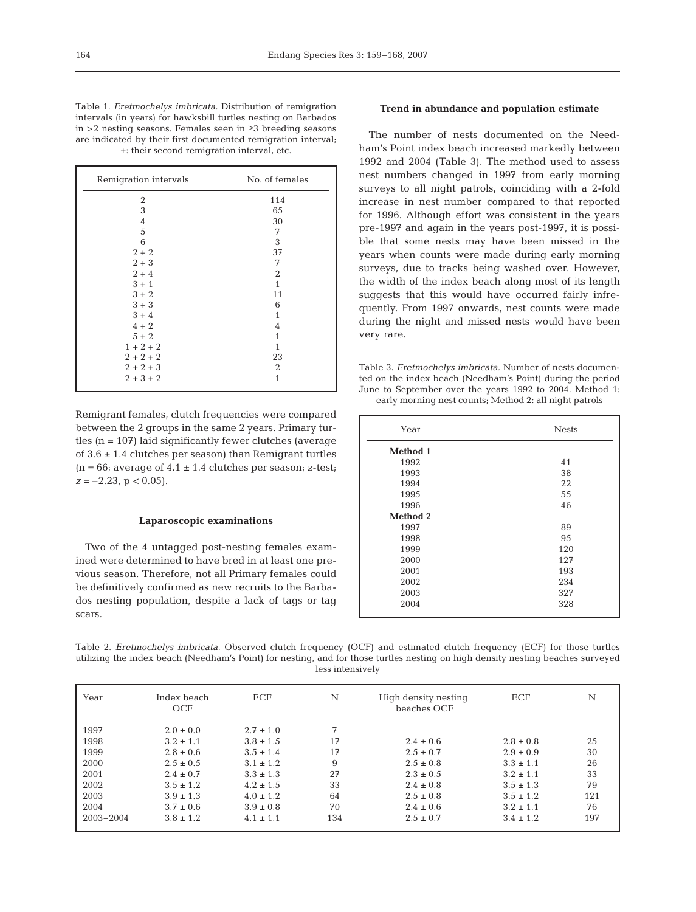Table 1. *Eretmochelys imbricata*. Distribution of remigration intervals (in years) for hawksbill turtles nesting on Barbados in >2 nesting seasons. Females seen in ≥3 breeding seasons are indicated by their first documented remigration interval; +: their second remigration interval, etc.

| Remigration intervals | No. of females |
|---|---|
| 2 | 114 |
| 3 | 65 |
| 4 | 30 |
| 5 | 7 |
| 6 | 3 |
| 2 + 2 | 37 |
| 2 + 3 | 7 |
| 2 + 4 | 2 |
| 3 + 1 | 1 |
| 3 + 2 | 11 |
| 3 + 3 | 6 |
| 3 + 4 | 1 |
| 4 + 2 | 4 |
| 5 + 2 | 1 |
| 1 + 2 + 2 | 1 |
| 2 + 2 + 2 | 23 |
| 2 + 2 + 3 | 2 |
| 2 + 3 + 2 | 1 |

Remigrant females, clutch frequencies were compared between the 2 groups in the same 2 years. Primary turtles (n = 107) laid significantly fewer clutches (average of 3.6 ± 1.4 clutches per season) than Remigrant turtles (n = 66; average of 4.1 ± 1.4 clutches per season; *z*-test; $z = -2.23$, $p < 0.05$).

### Laparoscopic examinations

Two of the 4 untagged post-nesting females examined were determined to have bred in at least one previous season. Therefore, not all Primary females could be definitively confirmed as new recruits to the Barbados nesting population, despite a lack of tags or tag scars.

### Trend in abundance and population estimate

The number of nests documented on the Needham's Point index beach increased markedly between 1992 and 2004 (Table 3). The method used to assess nest numbers changed in 1997 from early morning surveys to all night patrols, coinciding with a 2-fold increase in nest number compared to that reported for 1996. Although effort was consistent in the years pre-1997 and again in the years post-1997, it is possible that some nests may have been missed in the years when counts were made during early morning surveys, due to tracks being washed over. However, the width of the index beach along most of its length suggests that this would have occurred fairly infrequently. From 1997 onwards, nest counts were made during the night and missed nests would have been very rare.

Table 3. *Eretmochelys imbricata*. Number of nests documented on the index beach (Needham's Point) during the period June to September over the years 1992 to 2004. Method 1: early morning nest counts; Method 2: all night patrols

| Year | Nests |
|---|---|
| **Method 1** | |
| 1992 | 41 |
| 1993 | 38 |
| 1994 | 22 |
| 1995 | 55 |
| 1996 | 46 |
| **Method 2** | |
| 1997 | 89 |
| 1998 | 95 |
| 1999 | 120 |
| 2000 | 127 |
| 2001 | 193 |
| 2002 | 234 |
| 2003 | 327 |
| 2004 | 328 |

Table 2. *Eretmochelys imbricata*. Observed clutch frequency (OCF) and estimated clutch frequency (ECF) for those turtles utilizing the index beach (Needham's Point) for nesting, and for those turtles nesting on high density nesting beaches surveyed less intensively

| Year | Index beach OCF | ECF | N | High density nesting beaches OCF | ECF | N |
|---|---|---|---|---|---|---|
| 1997 | 2.0 ± 0.0 | 2.7 ± 1.0 | 7 | – | – | – |
| 1998 | 3.2 ± 1.1 | 3.8 ± 1.5 | 17 | 2.4 ± 0.6 | 2.8 ± 0.8 | 25 |
| 1999 | 2.8 ± 0.6 | 3.5 ± 1.4 | 17 | 2.5 ± 0.7 | 2.9 ± 0.9 | 30 |
| 2000 | 2.5 ± 0.5 | 3.1 ± 1.2 | 9 | 2.5 ± 0.8 | 3.3 ± 1.1 | 26 |
| 2001 | 2.4 ± 0.7 | 3.3 ± 1.3 | 27 | 2.3 ± 0.5 | 3.2 ± 1.1 | 33 |
| 2002 | 3.5 ± 1.2 | 4.2 ± 1.5 | 33 | 2.4 ± 0.8 | 3.5 ± 1.3 | 79 |
| 2003 | 3.9 ± 1.3 | 4.0 ± 1.2 | 64 | 2.5 ± 0.8 | 3.5 ± 1.2 | 121 |
| 2004 | 3.7 ± 0.6 | 3.9 ± 0.8 | 70 | 2.4 ± 0.6 | 3.2 ± 1.1 | 76 |
| 2003–2004 | 3.8 ± 1.2 | 4.1 ± 1.1 | 134 | 2.5 ± 0.7 | 3.4 ± 1.2 | 197 |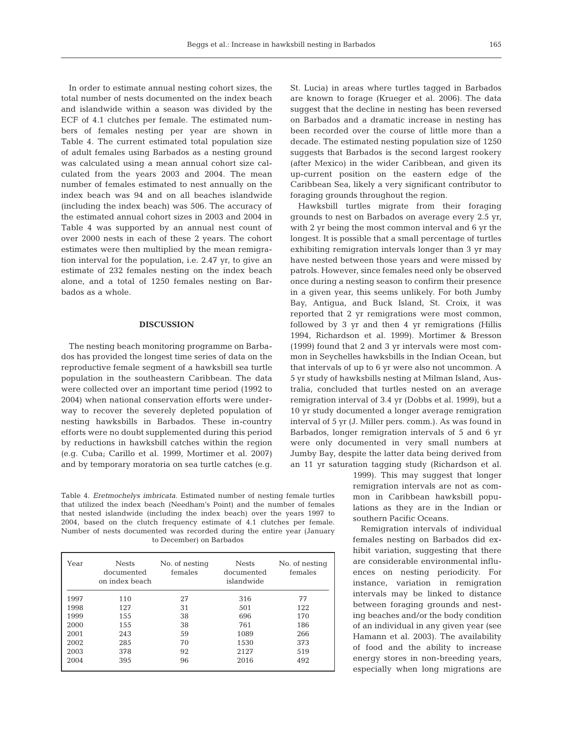In order to estimate annual nesting cohort sizes, the total number of nests documented on the index beach and islandwide within a season was divided by the ECF of 4.1 clutches per female. The estimated numbers of females nesting per year are shown in Table 4. The current estimated total population size of adult females using Barbados as a nesting ground was calculated using a mean annual cohort size calculated from the years 2003 and 2004. The mean number of females estimated to nest annually on the index beach was 94 and on all beaches islandwide (including the index beach) was 506. The accuracy of the estimated annual cohort sizes in 2003 and 2004 in Table 4 was supported by an annual nest count of over 2000 nests in each of these 2 years. The cohort estimates were then multiplied by the mean remigration interval for the population, i.e. 2.47 yr, to give an estimate of 232 females nesting on the index beach alone, and a total of 1250 females nesting on Barbados as a whole.

## DISCUSSION

The nesting beach monitoring programme on Barbados has provided the longest time series of data on the reproductive female segment of a hawksbill sea turtle population in the southeastern Caribbean. The data were collected over an important time period (1992 to 2004) when national conservation efforts were underway to recover the severely depleted population of nesting hawksbills in Barbados. These in-country efforts were no doubt supplemented during this period by reductions in hawksbill catches within the region (e.g. Cuba; Carillo et al. 1999, Mortimer et al. 2007) and by temporary moratoria on sea turtle catches (e.g. St. Lucia) in areas where turtles tagged in Barbados are known to forage (Krueger et al. 2006). The data suggest that the decline in nesting has been reversed on Barbados and a dramatic increase in nesting has been recorded over the course of little more than a decade. The estimated nesting population size of 1250 suggests that Barbados is the second largest rookery (after Mexico) in the wider Caribbean, and given its up-current position on the eastern edge of the Caribbean Sea, likely a very significant contributor to foraging grounds throughout the region.

Hawksbill turtles migrate from their foraging grounds to nest on Barbados on average every 2.5 yr, with 2 yr being the most common interval and 6 yr the longest. It is possible that a small percentage of turtles exhibiting remigration intervals longer than 3 yr may have nested between those years and were missed by patrols. However, since females need only be observed once during a nesting season to confirm their presence in a given year, this seems unlikely. For both Jumby Bay, Antigua, and Buck Island, St. Croix, it was reported that 2 yr remigrations were most common, followed by 3 yr and then 4 yr remigrations (Hillis 1994, Richardson et al. 1999). Mortimer & Bresson (1999) found that 2 and 3 yr intervals were most common in Seychelles hawksbills in the Indian Ocean, but that intervals of up to 6 yr were also not uncommon. A 5 yr study of hawksbills nesting at Milman Island, Australia, concluded that turtles nested on an average remigration interval of 3.4 yr (Dobbs et al. 1999), but a 10 yr study documented a longer average remigration interval of 5 yr (J. Miller pers. comm.). As was found in Barbados, longer remigration intervals of 5 and 6 yr were only documented in very small numbers at Jumby Bay, despite the latter data being derived from an 11 yr saturation tagging study (Richardson et al. 1999). This may suggest that longer remigration intervals are not as common in Caribbean hawksbill populations as they are in the Indian or southern Pacific Oceans.

Remigration intervals of individual females nesting on Barbados did exhibit variation, suggesting that there are considerable environmental influences on nesting periodicity. For instance, variation in remigration intervals may be linked to distance between foraging grounds and nesting beaches and/or the body condition of an individual in any given year (see Hamann et al. 2003). The availability of food and the ability to increase energy stores in non-breeding years, especially when long migrations are

Table 4. *Eretmochelys imbricata.* Estimated number of nesting female turtles that utilized the index beach (Needham's Point) and the number of females that nested islandwide (including the index beach) over the years 1997 to 2004, based on the clutch frequency estimate of 4.1 clutches per female. Number of nests documented was recorded during the entire year (January to December) on Barbados

| Year | Nests documented on index beach | No. of nesting females | Nests documented islandwide | No. of nesting females |
|---|---|---|---|---|
| 1997 | 110 | 27 | 316 | 77 |
| 1998 | 127 | 31 | 501 | 122 |
| 1999 | 155 | 38 | 696 | 170 |
| 2000 | 155 | 38 | 761 | 186 |
| 2001 | 243 | 59 | 1089 | 266 |
| 2002 | 285 | 70 | 1530 | 373 |
| 2003 | 378 | 92 | 2127 | 519 |
| 2004 | 395 | 96 | 2016 | 492 |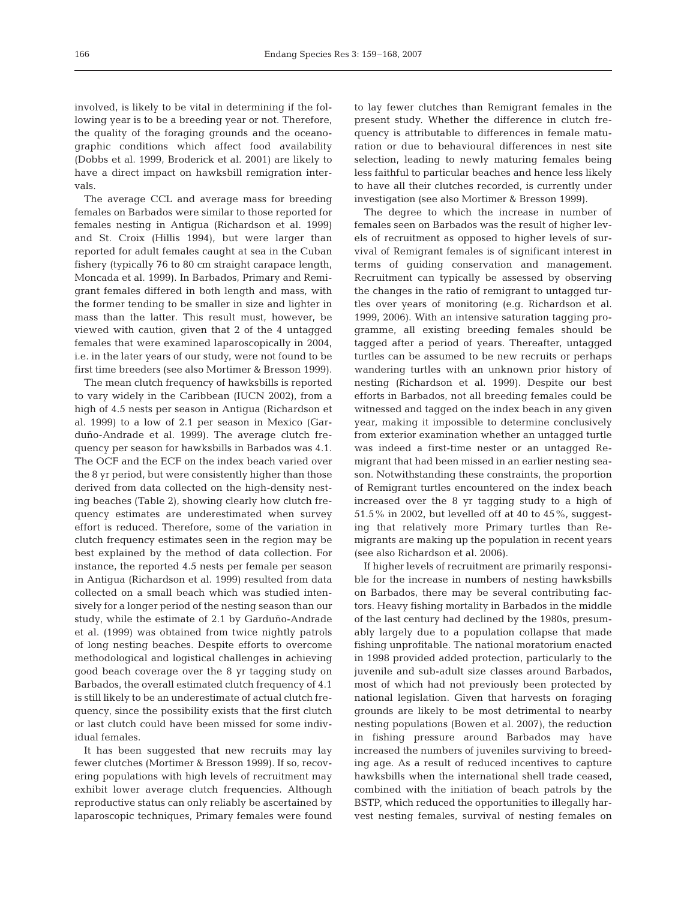involved, is likely to be vital in determining if the following year is to be a breeding year or not. Therefore, the quality of the foraging grounds and the oceanographic conditions which affect food availability (Dobbs et al. 1999, Broderick et al. 2001) are likely to have a direct impact on hawksbill remigration intervals.

The average CCL and average mass for breeding females on Barbados were similar to those reported for females nesting in Antigua (Richardson et al. 1999) and St. Croix (Hillis 1994), but were larger than reported for adult females caught at sea in the Cuban fishery (typically 76 to 80 cm straight carapace length, Moncada et al. 1999). In Barbados, Primary and Remigrant females differed in both length and mass, with the former tending to be smaller in size and lighter in mass than the latter. This result must, however, be viewed with caution, given that 2 of the 4 untagged females that were examined laparoscopically in 2004, i.e. in the later years of our study, were not found to be first time breeders (see also Mortimer & Bresson 1999).

The mean clutch frequency of hawksbills is reported to vary widely in the Caribbean (IUCN 2002), from a high of 4.5 nests per season in Antigua (Richardson et al. 1999) to a low of 2.1 per season in Mexico (Garduño-Andrade et al. 1999). The average clutch frequency per season for hawksbills in Barbados was 4.1. The OCF and the ECF on the index beach varied over the 8 yr period, but were consistently higher than those derived from data collected on the high-density nesting beaches (Table 2), showing clearly how clutch frequency estimates are underestimated when survey effort is reduced. Therefore, some of the variation in clutch frequency estimates seen in the region may be best explained by the method of data collection. For instance, the reported 4.5 nests per female per season in Antigua (Richardson et al. 1999) resulted from data collected on a small beach which was studied intensively for a longer period of the nesting season than our study, while the estimate of 2.1 by Garduño-Andrade et al. (1999) was obtained from twice nightly patrols of long nesting beaches. Despite efforts to overcome methodological and logistical challenges in achieving good beach coverage over the 8 yr tagging study on Barbados, the overall estimated clutch frequency of 4.1 is still likely to be an underestimate of actual clutch frequency, since the possibility exists that the first clutch or last clutch could have been missed for some individual females.

It has been suggested that new recruits may lay fewer clutches (Mortimer & Bresson 1999). If so, recovering populations with high levels of recruitment may exhibit lower average clutch frequencies. Although reproductive status can only reliably be ascertained by laparoscopic techniques, Primary females were found to lay fewer clutches than Remigrant females in the present study. Whether the difference in clutch frequency is attributable to differences in female maturation or due to behavioural differences in nest site selection, leading to newly maturing females being less faithful to particular beaches and hence less likely to have all their clutches recorded, is currently under investigation (see also Mortimer & Bresson 1999).

The degree to which the increase in number of females seen on Barbados was the result of higher levels of recruitment as opposed to higher levels of survival of Remigrant females is of significant interest in terms of guiding conservation and management. Recruitment can typically be assessed by observing the changes in the ratio of remigrant to untagged turtles over years of monitoring (e.g. Richardson et al. 1999, 2006). With an intensive saturation tagging programme, all existing breeding females should be tagged after a period of years. Thereafter, untagged turtles can be assumed to be new recruits or perhaps wandering turtles with an unknown prior history of nesting (Richardson et al. 1999). Despite our best efforts in Barbados, not all breeding females could be witnessed and tagged on the index beach in any given year, making it impossible to determine conclusively from exterior examination whether an untagged turtle was indeed a first-time nester or an untagged Remigrant that had been missed in an earlier nesting season. Notwithstanding these constraints, the proportion of Remigrant turtles encountered on the index beach increased over the 8 yr tagging study to a high of 51.5% in 2002, but levelled off at 40 to 45%, suggesting that relatively more Primary turtles than Remigrants are making up the population in recent years (see also Richardson et al. 2006).

If higher levels of recruitment are primarily responsible for the increase in numbers of nesting hawksbills on Barbados, there may be several contributing factors. Heavy fishing mortality in Barbados in the middle of the last century had declined by the 1980s, presumably largely due to a population collapse that made fishing unprofitable. The national moratorium enacted in 1998 provided added protection, particularly to the juvenile and sub-adult size classes around Barbados, most of which had not previously been protected by national legislation. Given that harvests on foraging grounds are likely to be most detrimental to nearby nesting populations (Bowen et al. 2007), the reduction in fishing pressure around Barbados may have increased the numbers of juveniles surviving to breeding age. As a result of reduced incentives to capture hawksbills when the international shell trade ceased, combined with the initiation of beach patrols by the BSTP, which reduced the opportunities to illegally harvest nesting females, survival of nesting females on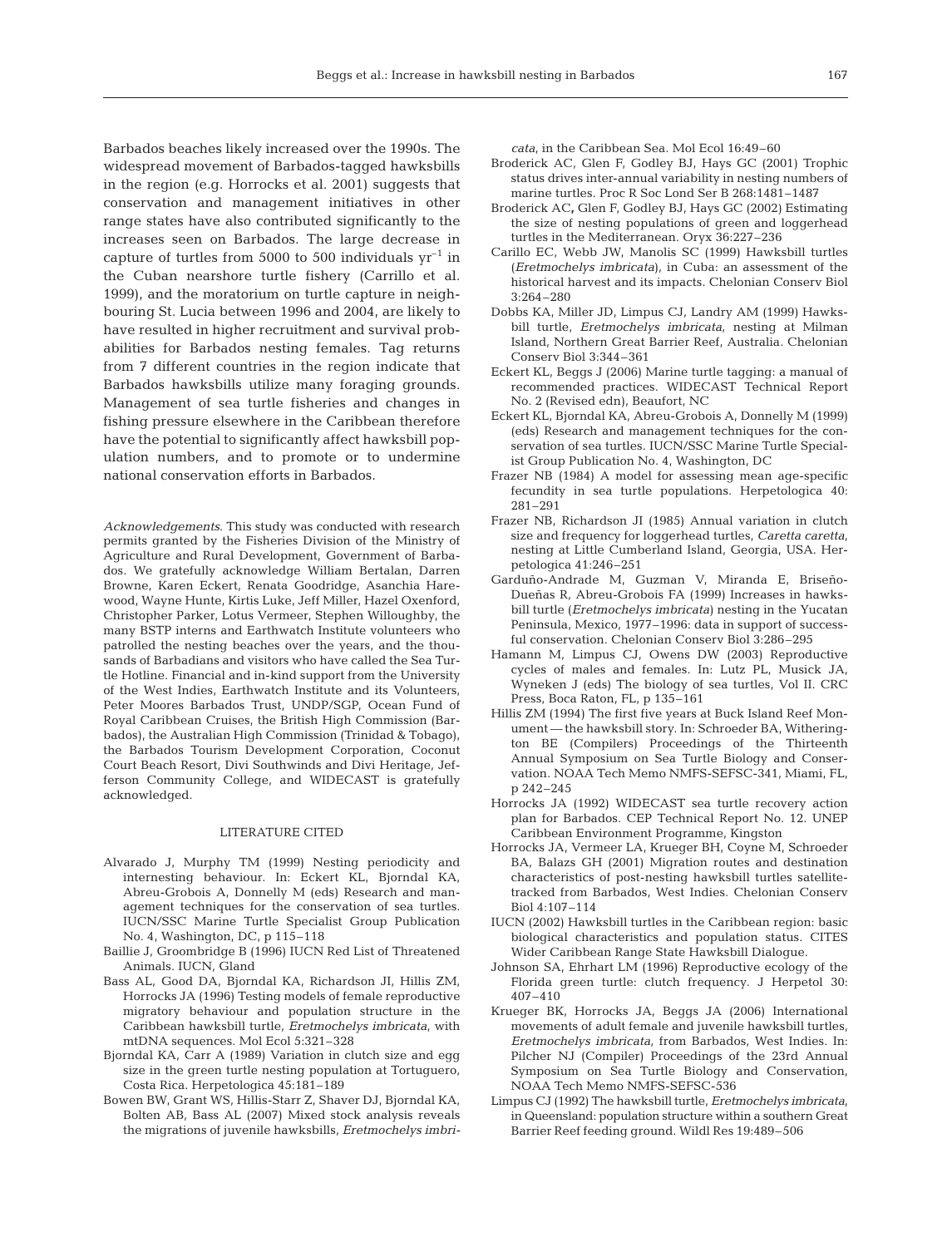Barbados beaches likely increased over the 1990s. The widespread movement of Barbados-tagged hawksbills in the region (e.g. Horrocks et al. 2001) suggests that conservation and management initiatives in other range states have also contributed significantly to the increases seen on Barbados. The large decrease in capture of turtles from 5000 to 500 individuals $yr^{-1}$ in the Cuban nearshore turtle fishery (Carrillo et al. 1999), and the moratorium on turtle capture in neighbouring St. Lucia between 1996 and 2004, are likely to have resulted in higher recruitment and survival probabilities for Barbados nesting females. Tag returns from 7 different countries in the region indicate that Barbados hawksbills utilize many foraging grounds. Management of sea turtle fisheries and changes in fishing pressure elsewhere in the Caribbean therefore have the potential to significantly affect hawksbill population numbers, and to promote or to undermine national conservation efforts in Barbados.

*Acknowledgements.* This study was conducted with research permits granted by the Fisheries Division of the Ministry of Agriculture and Rural Development, Government of Barbados. We gratefully acknowledge William Bertalan, Darren Browne, Karen Eckert, Renata Goodridge, Asanchia Harewood, Wayne Hunte, Kirtis Luke, Jeff Miller, Hazel Oxenford, Christopher Parker, Lotus Vermeer, Stephen Willoughby, the many BSTP interns and Earthwatch Institute volunteers who patrolled the nesting beaches over the years, and the thousands of Barbadians and visitors who have called the Sea Turtle Hotline. Financial and in-kind support from the University of the West Indies, Earthwatch Institute and its Volunteers, Peter Moores Barbados Trust, UNDP/SGP, Ocean Fund of Royal Caribbean Cruises, the British High Commission (Barbados), the Australian High Commission (Trinidad & Tobago), the Barbados Tourism Development Corporation, Coconut Court Beach Resort, Divi Southwinds and Divi Heritage, Jefferson Community College, and WIDECAST is gratefully acknowledged.

## LITERATURE CITED

- Alvarado J, Murphy TM (1999) Nesting periodicity and internesting behaviour. In: Eckert KL, Bjorndal KA, Abreu-Grobois A, Donnelly M (eds) Research and management techniques for the conservation of sea turtles. IUCN/SSC Marine Turtle Specialist Group Publication No. 4, Washington, DC, p 115–118
- Baillie J, Groombridge B (1996) IUCN Red List of Threatened Animals. IUCN, Gland
- Bass AL, Good DA, Bjorndal KA, Richardson JI, Hillis ZM, Horrocks JA (1996) Testing models of female reproductive migratory behaviour and population structure in the Caribbean hawksbill turtle, *Eretmochelys imbricata*, with mtDNA sequences. Mol Ecol 5:321–328
- Bjorndal KA, Carr A (1989) Variation in clutch size and egg size in the green turtle nesting population at Tortuguero, Costa Rica. Herpetologica 45:181–189
- Bowen BW, Grant WS, Hillis-Starr Z, Shaver DJ, Bjorndal KA, Bolten AB, Bass AL (2007) Mixed stock analysis reveals the migrations of juvenile hawksbills, *Eretmochelys imbricata*, in the Caribbean Sea. Mol Ecol 16:49–60
- Broderick AC, Glen F, Godley BJ, Hays GC (2001) Trophic status drives inter-annual variability in nesting numbers of marine turtles. Proc R Soc Lond Ser B 268:1481–1487
- Broderick AC, Glen F, Godley BJ, Hays GC (2002) Estimating the size of nesting populations of green and loggerhead turtles in the Mediterranean. Oryx 36:227–236
- Carillo EC, Webb JW, Manolis SC (1999) Hawksbill turtles (*Eretmochelys imbricata*), in Cuba: an assessment of the historical harvest and its impacts. Chelonian Conserv Biol 3:264–280
- Dobbs KA, Miller JD, Limpus CJ, Landry AM (1999) Hawksbill turtle, *Eretmochelys imbricata*, nesting at Milman Island, Northern Great Barrier Reef, Australia. Chelonian Conserv Biol 3:344–361
- Eckert KL, Beggs J (2006) Marine turtle tagging: a manual of recommended practices. WIDECAST Technical Report No. 2 (Revised edn), Beaufort, NC
- Eckert KL, Bjorndal KA, Abreu-Grobois A, Donnelly M (1999) (eds) Research and management techniques for the conservation of sea turtles. IUCN/SSC Marine Turtle Specialist Group Publication No. 4, Washington, DC
- Frazer NB (1984) A model for assessing mean age-specific fecundity in sea turtle populations. Herpetologica 40: 281–291
- Frazer NB, Richardson JI (1985) Annual variation in clutch size and frequency for loggerhead turtles, *Caretta caretta*, nesting at Little Cumberland Island, Georgia, USA. Herpetologica 41:246–251
- Garduño-Andrade M, Guzman V, Miranda E, Briseño-Dueñas R, Abreu-Grobois FA (1999) Increases in hawksbill turtle (*Eretmochelys imbricata*) nesting in the Yucatan Peninsula, Mexico, 1977–1996: data in support of successful conservation. Chelonian Conserv Biol 3:286–295
- Hamann M, Limpus CJ, Owens DW (2003) Reproductive cycles of males and females. In: Lutz PL, Musick JA, Wyneken J (eds) The biology of sea turtles, Vol II. CRC Press, Boca Raton, FL, p 135–161
- Hillis ZM (1994) The first five years at Buck Island Reef Monument — the hawksbill story. In: Schroeder BA, Witherington BE (Compilers) Proceedings of the Thirteenth Annual Symposium on Sea Turtle Biology and Conservation. NOAA Tech Memo NMFS-SEFSC-341, Miami, FL, p 242–245
- Horrocks JA (1992) WIDECAST sea turtle recovery action plan for Barbados. CEP Technical Report No. 12. UNEP Caribbean Environment Programme, Kingston
- Horrocks JA, Vermeer LA, Krueger BH, Coyne M, Schroeder BA, Balazs GH (2001) Migration routes and destination characteristics of post-nesting hawksbill turtles satellite-tracked from Barbados, West Indies. Chelonian Conserv Biol 4:107–114
- IUCN (2002) Hawksbill turtles in the Caribbean region: basic biological characteristics and population status. CITES Wider Caribbean Range State Hawksbill Dialogue.
- Johnson SA, Ehrhart LM (1996) Reproductive ecology of the Florida green turtle: clutch frequency. J Herpetol 30: 407–410
- Krueger BK, Horrocks JA, Beggs JA (2006) International movements of adult female and juvenile hawksbill turtles, *Eretmochelys imbricata*, from Barbados, West Indies. In: Pilcher NJ (Compiler) Proceedings of the 23rd Annual Symposium on Sea Turtle Biology and Conservation, NOAA Tech Memo NMFS-SEFSC-536
- Limpus CJ (1992) The hawksbill turtle, *Eretmochelys imbricata*, in Queensland: population structure within a southern Great Barrier Reef feeding ground. Wildl Res 19:489–506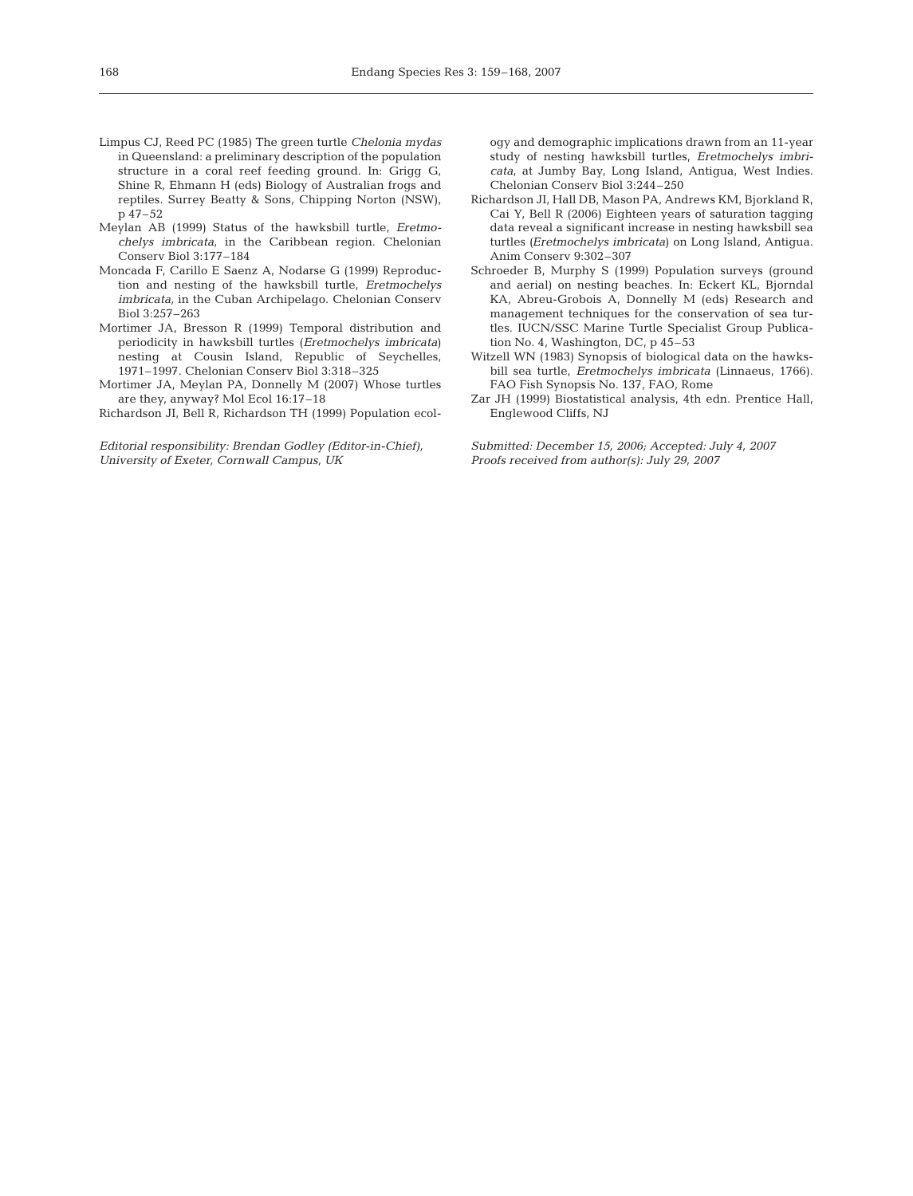Limpus CJ, Reed PC (1985) The green turtle *Chelonia mydas* in Queensland: a preliminary description of the population structure in a coral reef feeding ground. In: Grigg G, Shine R, Ehmann H (eds) Biology of Australian frogs and reptiles. Surrey Beatty & Sons, Chipping Norton (NSW), p 47–52

Meylan AB (1999) Status of the hawksbill turtle, *Eretmochelys imbricata*, in the Caribbean region. Chelonian Conserv Biol 3:177–184

Moncada F, Carillo E Saenz A, Nodarse G (1999) Reproduction and nesting of the hawksbill turtle, *Eretmochelys imbricata,* in the Cuban Archipelago. Chelonian Conserv Biol 3:257–263

Mortimer JA, Bresson R (1999) Temporal distribution and periodicity in hawksbill turtles (*Eretmochelys imbricata*) nesting at Cousin Island, Republic of Seychelles, 1971–1997. Chelonian Conserv Biol 3:318–325

Mortimer JA, Meylan PA, Donnelly M (2007) Whose turtles are they, anyway? Mol Ecol 16:17–18

Richardson JI, Bell R, Richardson TH (1999) Population ecology and demographic implications drawn from an 11-year study of nesting hawksbill turtles, *Eretmochelys imbricata*, at Jumby Bay, Long Island, Antigua, West Indies. Chelonian Conserv Biol 3:244–250

Richardson JI, Hall DB, Mason PA, Andrews KM, Bjorkland R, Cai Y, Bell R (2006) Eighteen years of saturation tagging data reveal a significant increase in nesting hawksbill sea turtles (*Eretmochelys imbricata*) on Long Island, Antigua. Anim Conserv 9:302–307

Schroeder B, Murphy S (1999) Population surveys (ground and aerial) on nesting beaches. In: Eckert KL, Bjorndal KA, Abreu-Grobois A, Donnelly M (eds) Research and management techniques for the conservation of sea turtles. IUCN/SSC Marine Turtle Specialist Group Publication No. 4, Washington, DC, p 45–53

Witzell WN (1983) Synopsis of biological data on the hawksbill sea turtle, *Eretmochelys imbricata* (Linnaeus, 1766). FAO Fish Synopsis No. 137, FAO, Rome

Zar JH (1999) Biostatistical analysis, 4th edn. Prentice Hall, Englewood Cliffs, NJ

*Editorial responsibility: Brendan Godley (Editor-in-Chief), University of Exeter, Cornwall Campus, UK*

*Submitted: December 15, 2006; Accepted: July 4, 2007*
*Proofs received from author(s): July 29, 2007*